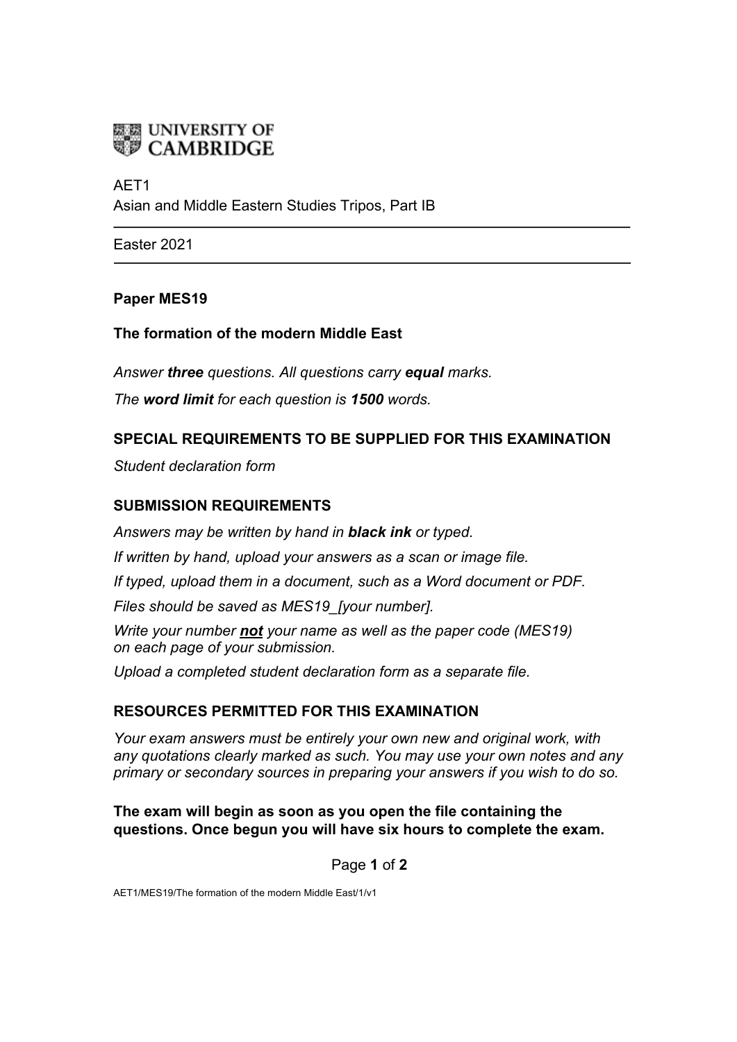UNIVERSITY OF CAMBRIDGE

AET1
Asian and Middle Eastern Studies Tripos, Part IB

Easter 2021

**Paper MES19**

**The formation of the modern Middle East**

*Answer **three** questions. All questions carry **equal** marks.*

*The **word limit** for each question is **1500** words.*

## SPECIAL REQUIREMENTS TO BE SUPPLIED FOR THIS EXAMINATION

*Student declaration form*

## SUBMISSION REQUIREMENTS

*Answers may be written by hand in **black ink** or typed.*

*If written by hand, upload your answers as a scan or image file.*

*If typed, upload them in a document, such as a Word document or PDF.*

*Files should be saved as MES19_[your number].*

*Write your number **not** your name as well as the paper code (MES19) on each page of your submission.*

*Upload a completed student declaration form as a separate file.*

## RESOURCES PERMITTED FOR THIS EXAMINATION

*Your exam answers must be entirely your own new and original work, with any quotations clearly marked as such. You may use your own notes and any primary or secondary sources in preparing your answers if you wish to do so.*

**The exam will begin as soon as you open the file containing the questions. Once begun you will have six hours to complete the exam.**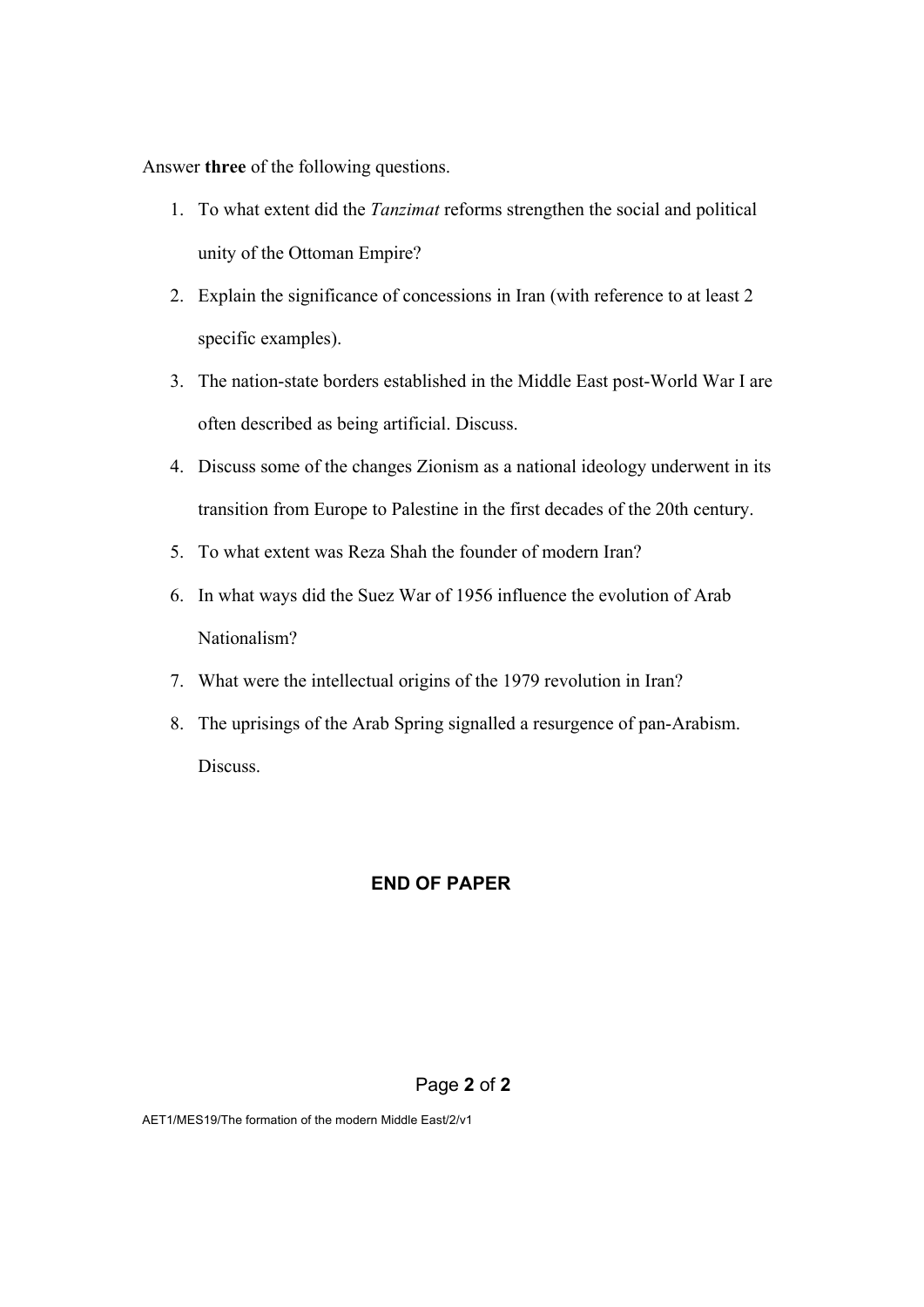Answer **three** of the following questions.

1. To what extent did the *Tanzimat* reforms strengthen the social and political unity of the Ottoman Empire?
2. Explain the significance of concessions in Iran (with reference to at least 2 specific examples).
3. The nation-state borders established in the Middle East post-World War I are often described as being artificial. Discuss.
4. Discuss some of the changes Zionism as a national ideology underwent in its transition from Europe to Palestine in the first decades of the 20th century.
5. To what extent was Reza Shah the founder of modern Iran?
6. In what ways did the Suez War of 1956 influence the evolution of Arab Nationalism?
7. What were the intellectual origins of the 1979 revolution in Iran?
8. The uprisings of the Arab Spring signalled a resurgence of pan-Arabism. Discuss.

**END OF PAPER**

AET1/MES19/The formation of the modern Middle East/2/v1